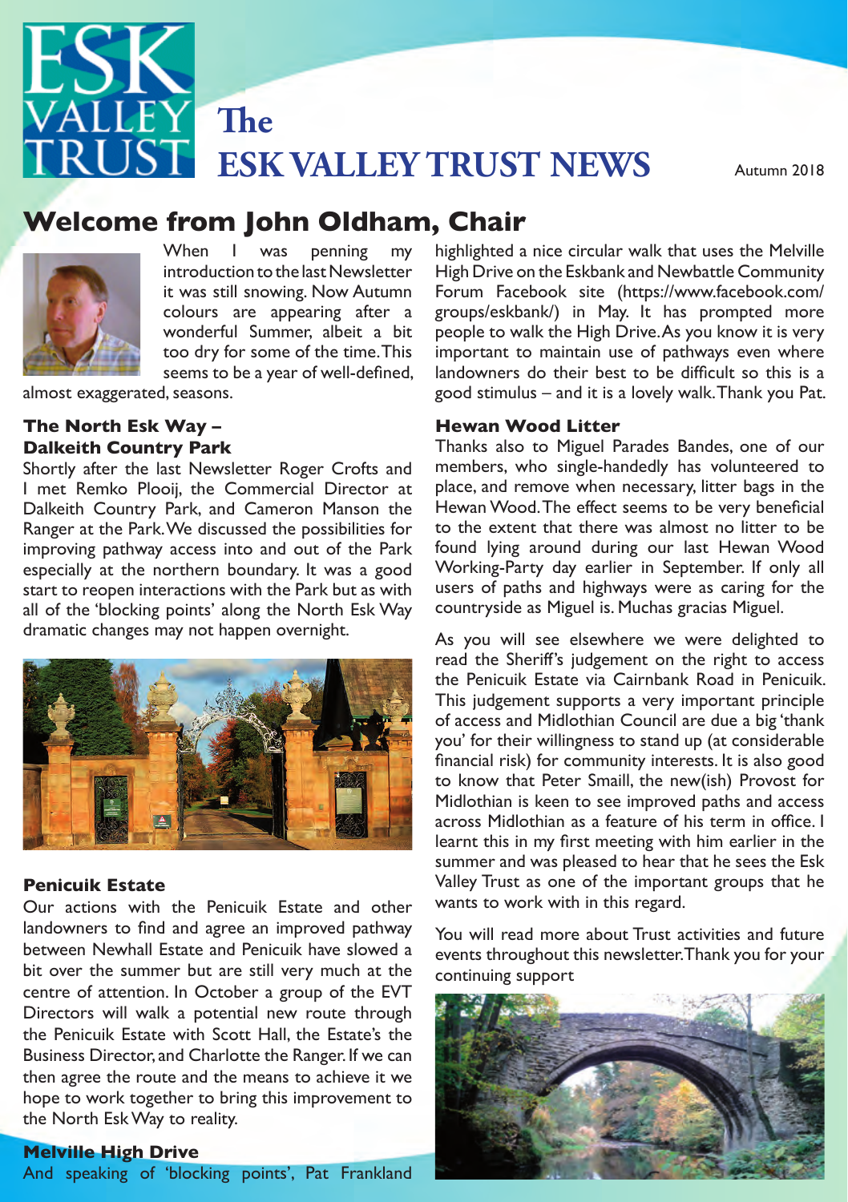# The ESK VALLEY TRUST NEWS

Autumn 2018

## Welcome from John Oldham, Chair

When I was penning my introduction to the last Newsletter it was still snowing. Now Autumn colours are appearing after a wonderful Summer, albeit a bit too dry for some of the time. This seems to be a year of well-defined, almost exaggerated, seasons.

### The North Esk Way – Dalkeith Country Park

Shortly after the last Newsletter Roger Crofts and I met Remko Plooij, the Commercial Director at Dalkeith Country Park, and Cameron Manson the Ranger at the Park. We discussed the possibilities for improving pathway access into and out of the Park especially at the northern boundary. It was a good start to reopen interactions with the Park but as with all of the 'blocking points' along the North Esk Way dramatic changes may not happen overnight.

### Penicuik Estate

Our actions with the Penicuik Estate and other landowners to find and agree an improved pathway between Newhall Estate and Penicuik have slowed a bit over the summer but are still very much at the centre of attention. In October a group of the EVT Directors will walk a potential new route through the Penicuik Estate with Scott Hall, the Estate's the Business Director, and Charlotte the Ranger. If we can then agree the route and the means to achieve it we hope to work together to bring this improvement to the North Esk Way to reality.

### Melville High Drive

And speaking of 'blocking points', Pat Frankland highlighted a nice circular walk that uses the Melville High Drive on the Eskbank and Newbattle Community Forum Facebook site (https://www.facebook.com/groups/eskbank/) in May. It has prompted more people to walk the High Drive. As you know it is very important to maintain use of pathways even where landowners do their best to be difficult so this is a good stimulus – and it is a lovely walk. Thank you Pat.

### Hewan Wood Litter

Thanks also to Miguel Parades Bandes, one of our members, who single-handedly has volunteered to place, and remove when necessary, litter bags in the Hewan Wood. The effect seems to be very beneficial to the extent that there was almost no litter to be found lying around during our last Hewan Wood Working-Party day earlier in September. If only all users of paths and highways were as caring for the countryside as Miguel is. Muchas gracias Miguel.

As you will see elsewhere we were delighted to read the Sheriff's judgement on the right to access the Penicuik Estate via Cairnbank Road in Penicuik. This judgement supports a very important principle of access and Midlothian Council are due a big 'thank you' for their willingness to stand up (at considerable financial risk) for community interests. It is also good to know that Peter Smaill, the new(ish) Provost for Midlothian is keen to see improved paths and access across Midlothian as a feature of his term in office. I learnt this in my first meeting with him earlier in the summer and was pleased to hear that he sees the Esk Valley Trust as one of the important groups that he wants to work with in this regard.

You will read more about Trust activities and future events throughout this newsletter. Thank you for your continuing support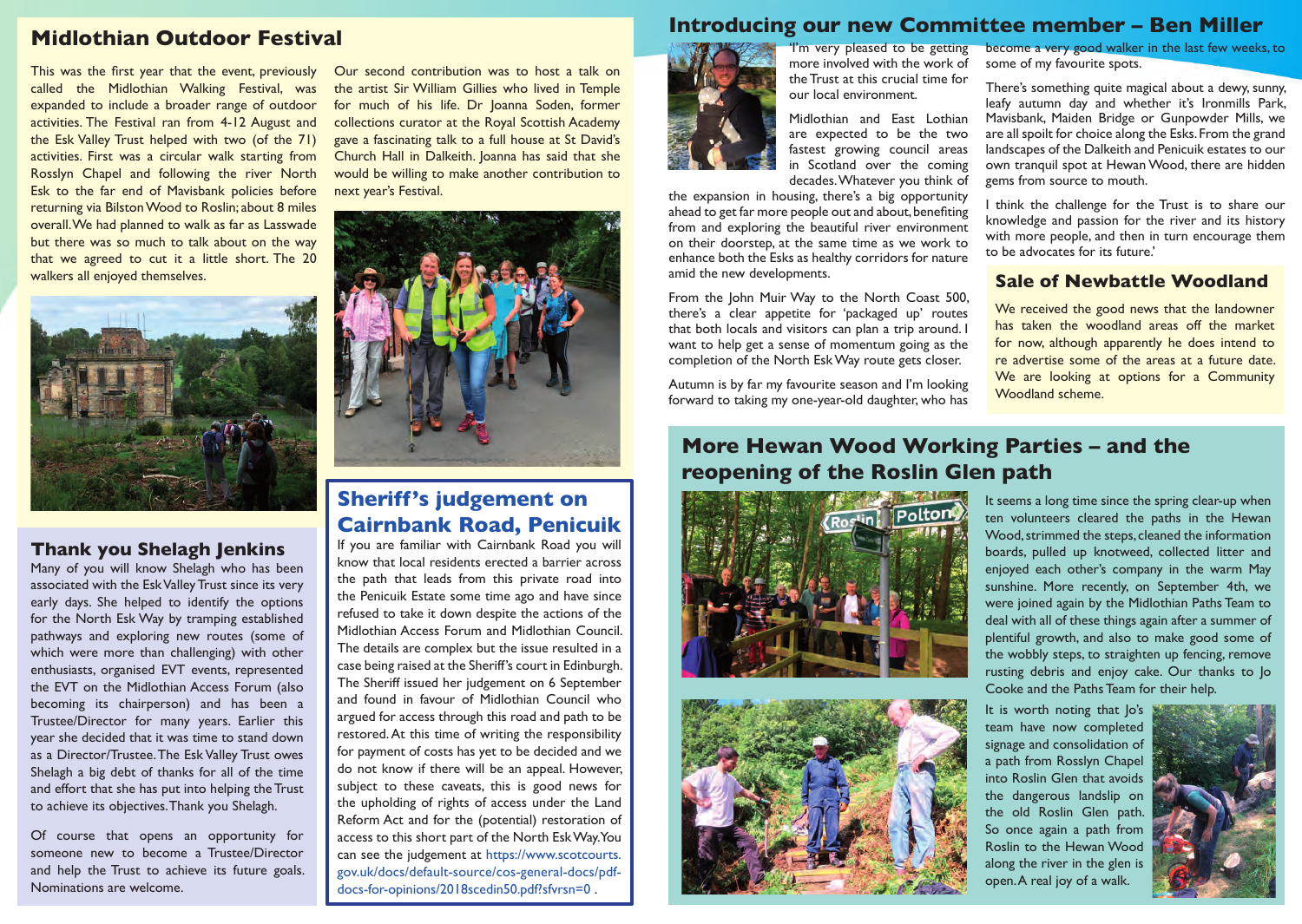## Midlothian Outdoor Festival

This was the first year that the event, previously called the Midlothian Walking Festival, was expanded to include a broader range of outdoor activities. The Festival ran from 4-12 August and the Esk Valley Trust helped with two (of the 71) activities. First was a circular walk starting from Rosslyn Chapel and following the river North Esk to the far end of Mavisbank policies before returning via Bilston Wood to Roslin; about 8 miles overall. We had planned to walk as far as Lasswade but there was so much to talk about on the way that we agreed to cut it a little short. The 20 walkers all enjoyed themselves.

Our second contribution was to host a talk on the artist Sir William Gillies who lived in Temple for much of his life. Dr Joanna Soden, former collections curator at the Royal Scottish Academy gave a fascinating talk to a full house at St David's Church Hall in Dalkeith. Joanna has said that she would be willing to make another contribution to next year's Festival.

## Thank you Shelagh Jenkins

Many of you will know Shelagh who has been associated with the Esk Valley Trust since its very early days. She helped to identify the options for the North Esk Way by tramping established pathways and exploring new routes (some of which were more than challenging) with other enthusiasts, organised EVT events, represented the EVT on the Midlothian Access Forum (also becoming its chairperson) and has been a Trustee/Director for many years. Earlier this year she decided that it was time to stand down as a Director/Trustee. The Esk Valley Trust owes Shelagh a big debt of thanks for all of the time and effort that she has put into helping the Trust to achieve its objectives. Thank you Shelagh.

Of course that opens an opportunity for someone new to become a Trustee/Director and help the Trust to achieve its future goals. Nominations are welcome.

## Sheriff's judgement on Cairnbank Road, Penicuik

If you are familiar with Cairnbank Road you will know that local residents erected a barrier across the path that leads from this private road into the Penicuik Estate some time ago and have since refused to take it down despite the actions of the Midlothian Access Forum and Midlothian Council. The details are complex but the issue resulted in a case being raised at the Sheriff's court in Edinburgh. The Sheriff issued her judgement on 6 September and found in favour of Midlothian Council who argued for access through this road and path to be restored. At this time of writing the responsibility for payment of costs has yet to be decided and we do not know if there will be an appeal. However, subject to these caveats, this is good news for the upholding of rights of access under the Land Reform Act and for the (potential) restoration of access to this short part of the North Esk Way. You can see the judgement at https://www.scotcourts.gov.uk/docs/default-source/cos-general-docs/pdf-docs-for-opinions/2018scedin50.pdf?sfvrsn=0 .

## Introducing our new Committee member – Ben Miller

'I'm very pleased to be getting more involved with the work of the Trust at this crucial time for our local environment.

Midlothian and East Lothian are expected to be the two fastest growing council areas in Scotland over the coming decades. Whatever you think of the expansion in housing, there's a big opportunity ahead to get far more people out and about, benefiting from and exploring the beautiful river environment on their doorstep, at the same time as we work to enhance both the Esks as healthy corridors for nature amid the new developments.

From the John Muir Way to the North Coast 500, there's a clear appetite for 'packaged up' routes that both locals and visitors can plan a trip around. I want to help get a sense of momentum going as the completion of the North Esk Way route gets closer.

Autumn is by far my favourite season and I'm looking forward to taking my one-year-old daughter, who has become a very good walker in the last few weeks, to some of my favourite spots.

There's something quite magical about a dewy, sunny, leafy autumn day and whether it's Ironmills Park, Mavisbank, Maiden Bridge or Gunpowder Mills, we are all spoilt for choice along the Esks. From the grand landscapes of the Dalkeith and Penicuik estates to our own tranquil spot at Hewan Wood, there are hidden gems from source to mouth.

I think the challenge for the Trust is to share our knowledge and passion for the river and its history with more people, and then in turn encourage them to be advocates for its future.'

## Sale of Newbattle Woodland

We received the good news that the landowner has taken the woodland areas off the market for now, although apparently he does intend to re advertise some of the areas at a future date. We are looking at options for a Community Woodland scheme.

## More Hewan Wood Working Parties – and the reopening of the Roslin Glen path

It seems a long time since the spring clear-up when ten volunteers cleared the paths in the Hewan Wood, strimmed the steps, cleaned the information boards, pulled up knotweed, collected litter and enjoyed each other's company in the warm May sunshine. More recently, on September 4th, we were joined again by the Midlothian Paths Team to deal with all of these things again after a summer of plentiful growth, and also to make good some of the wobbly steps, to straighten up fencing, remove rusting debris and enjoy cake. Our thanks to Jo Cooke and the Paths Team for their help.

It is worth noting that Jo's team have now completed signage and consolidation of a path from Rosslyn Chapel into Roslin Glen that avoids the dangerous landslip on the old Roslin Glen path. So once again a path from Roslin to the Hewan Wood along the river in the glen is open. A real joy of a walk.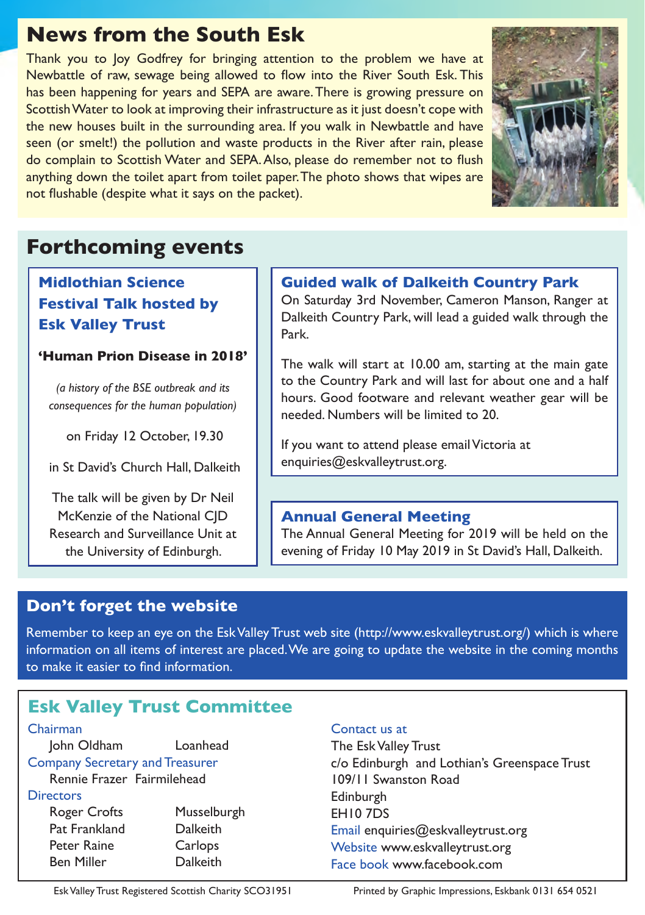# News from the South Esk

Thank you to Joy Godfrey for bringing attention to the problem we have at Newbattle of raw, sewage being allowed to flow into the River South Esk. This has been happening for years and SEPA are aware. There is growing pressure on Scottish Water to look at improving their infrastructure as it just doesn't cope with the new houses built in the surrounding area. If you walk in Newbattle and have seen (or smelt!) the pollution and waste products in the River after rain, please do complain to Scottish Water and SEPA. Also, please do remember not to flush anything down the toilet apart from toilet paper. The photo shows that wipes are not flushable (despite what it says on the packet).

# Forthcoming events

## Midlothian Science Festival Talk hosted by Esk Valley Trust

**'Human Prion Disease in 2018'**

*(a history of the BSE outbreak and its consequences for the human population)*

on Friday 12 October, 19.30

in St David's Church Hall, Dalkeith

The talk will be given by Dr Neil McKenzie of the National CJD Research and Surveillance Unit at the University of Edinburgh.

## Guided walk of Dalkeith Country Park

On Saturday 3rd November, Cameron Manson, Ranger at Dalkeith Country Park, will lead a guided walk through the Park.

The walk will start at 10.00 am, starting at the main gate to the Country Park and will last for about one and a half hours. Good footware and relevant weather gear will be needed. Numbers will be limited to 20.

If you want to attend please email Victoria at enquiries@eskvalleytrust.org.

## Annual General Meeting

The Annual General Meeting for 2019 will be held on the evening of Friday 10 May 2019 in St David's Hall, Dalkeith.

## Don't forget the website

Remember to keep an eye on the Esk Valley Trust web site (http://www.eskvalleytrust.org/) which is where information on all items of interest are placed. We are going to update the website in the coming months to make it easier to find information.

## Esk Valley Trust Committee

**Chairman**
John Oldham – Loanhead

**Company Secretary and Treasurer**
Rennie Frazer – Fairmilehead

**Directors**
Roger Crofts – Musselburgh
Pat Frankland – Dalkeith
Peter Raine – Carlops
Ben Miller – Dalkeith

**Contact us at**
The Esk Valley Trust
c/o Edinburgh and Lothian's Greenspace Trust
109/11 Swanston Road
Edinburgh
EH10 7DS
Email enquiries@eskvalleytrust.org
Website www.eskvalleytrust.org
Face book www.facebook.com

Esk Valley Trust Registered Scottish Charity SCO31951

Printed by Graphic Impressions, Eskbank 0131 654 0521